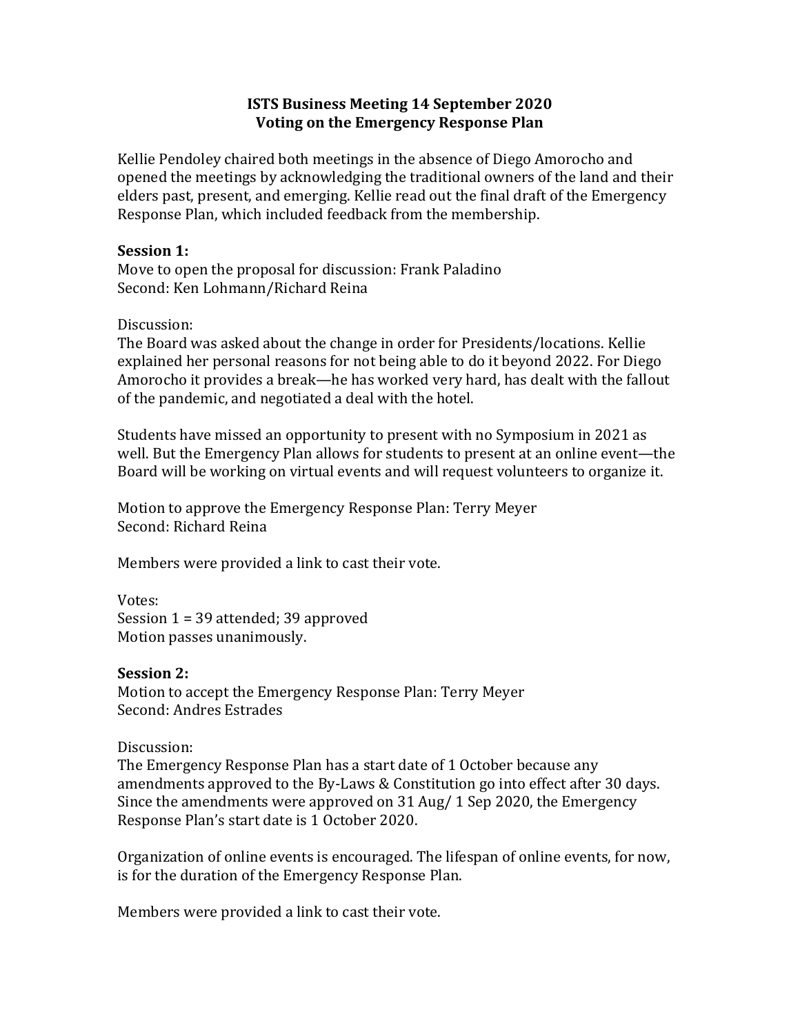# ISTS Business Meeting 14 September 2020
## Voting on the Emergency Response Plan

Kellie Pendoley chaired both meetings in the absence of Diego Amorocho and opened the meetings by acknowledging the traditional owners of the land and their elders past, present, and emerging. Kellie read out the final draft of the Emergency Response Plan, which included feedback from the membership.

**Session 1:**
Move to open the proposal for discussion: Frank Paladino
Second: Ken Lohmann/Richard Reina

Discussion:
The Board was asked about the change in order for Presidents/locations. Kellie explained her personal reasons for not being able to do it beyond 2022. For Diego Amorocho it provides a break—he has worked very hard, has dealt with the fallout of the pandemic, and negotiated a deal with the hotel.

Students have missed an opportunity to present with no Symposium in 2021 as well. But the Emergency Plan allows for students to present at an online event—the Board will be working on virtual events and will request volunteers to organize it.

Motion to approve the Emergency Response Plan: Terry Meyer
Second: Richard Reina

Members were provided a link to cast their vote.

Votes:
Session 1 = 39 attended; 39 approved
Motion passes unanimously.

**Session 2:**
Motion to accept the Emergency Response Plan: Terry Meyer
Second: Andres Estrades

Discussion:
The Emergency Response Plan has a start date of 1 October because any amendments approved to the By-Laws & Constitution go into effect after 30 days. Since the amendments were approved on 31 Aug/ 1 Sep 2020, the Emergency Response Plan's start date is 1 October 2020.

Organization of online events is encouraged. The lifespan of online events, for now, is for the duration of the Emergency Response Plan.

Members were provided a link to cast their vote.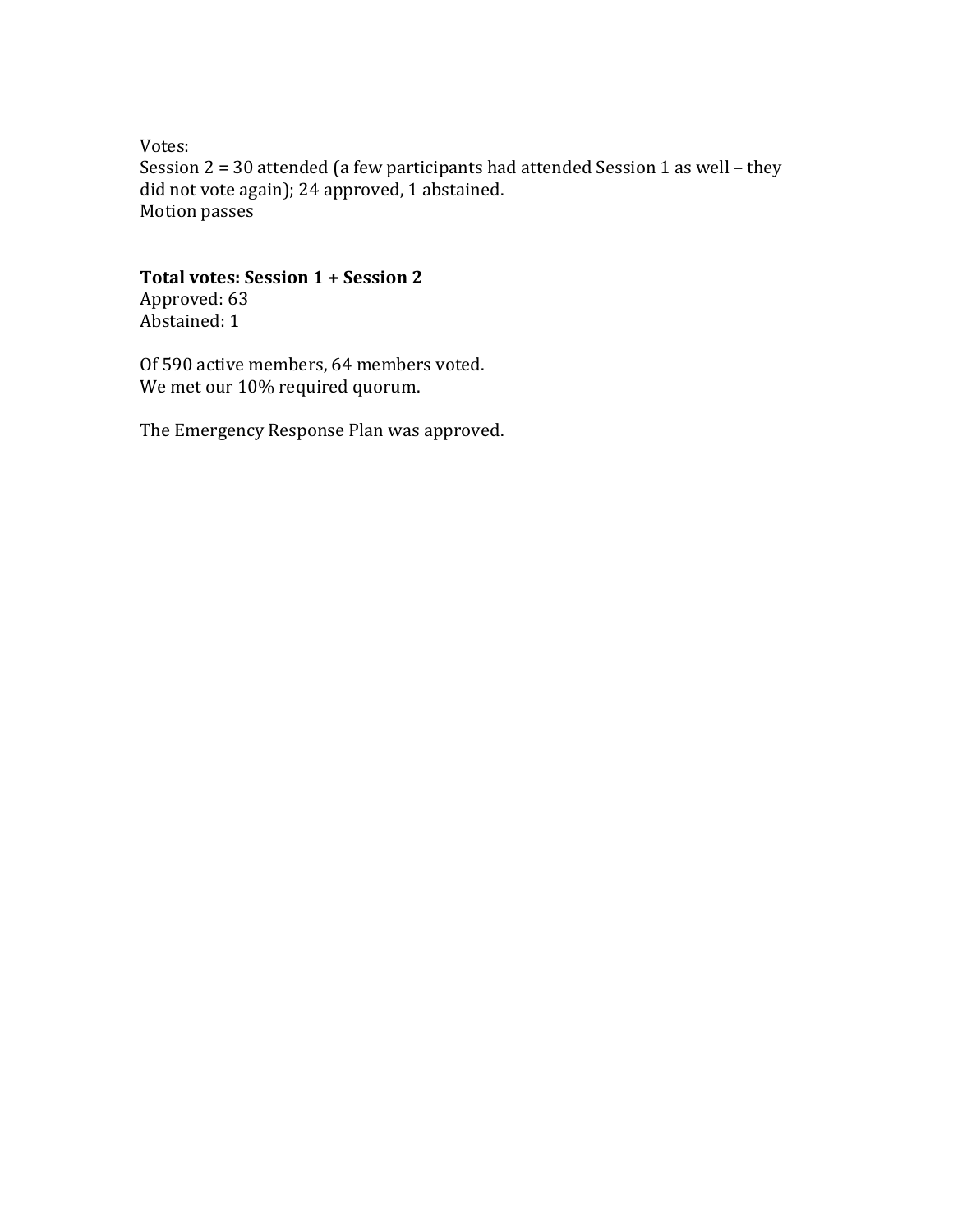Votes:
Session 2 = 30 attended (a few participants had attended Session 1 as well – they did not vote again); 24 approved, 1 abstained.
Motion passes

**Total votes: Session 1 + Session 2**
Approved: 63
Abstained: 1

Of 590 active members, 64 members voted.
We met our 10% required quorum.

The Emergency Response Plan was approved.